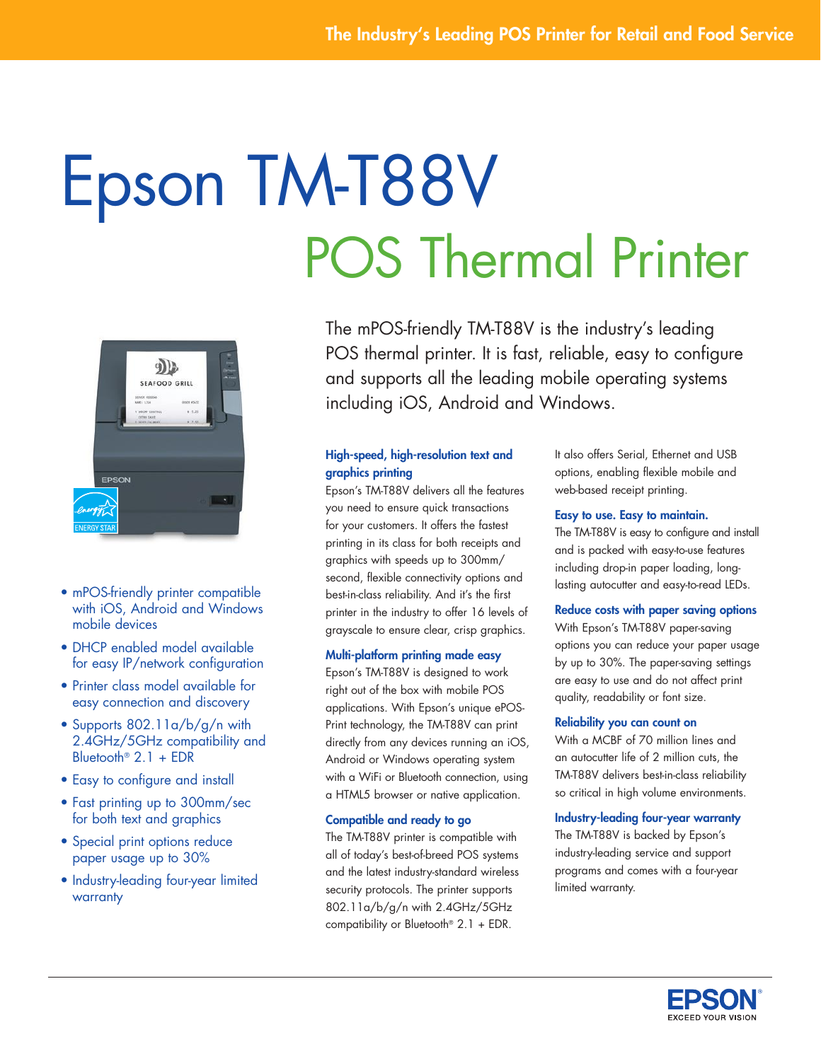The Industry's Leading POS Printer for Retail and Food Service

# Epson TM-T88V

## POS Thermal Printer

The mPOS-friendly TM-T88V is the industry's leading POS thermal printer. It is fast, reliable, easy to configure and supports all the leading mobile operating systems including iOS, Android and Windows.

- mPOS-friendly printer compatible with iOS, Android and Windows mobile devices
- DHCP enabled model available for easy IP/network configuration
- Printer class model available for easy connection and discovery
- Supports 802.11a/b/g/n with 2.4GHz/5GHz compatibility and Bluetooth® 2.1 + EDR
- Easy to configure and install
- Fast printing up to 300mm/sec for both text and graphics
- Special print options reduce paper usage up to 30%
- Industry-leading four-year limited warranty

### High-speed, high-resolution text and graphics printing

Epson's TM-T88V delivers all the features you need to ensure quick transactions for your customers. It offers the fastest printing in its class for both receipts and graphics with speeds up to 300mm/second, flexible connectivity options and best-in-class reliability. And it's the first printer in the industry to offer 16 levels of grayscale to ensure clear, crisp graphics.

### Multi-platform printing made easy

Epson's TM-T88V is designed to work right out of the box with mobile POS applications. With Epson's unique ePOS-Print technology, the TM-T88V can print directly from any devices running an iOS, Android or Windows operating system with a WiFi or Bluetooth connection, using a HTML5 browser or native application.

### Compatible and ready to go

The TM-T88V printer is compatible with all of today's best-of-breed POS systems and the latest industry-standard wireless security protocols. The printer supports 802.11a/b/g/n with 2.4GHz/5GHz compatibility or Bluetooth® 2.1 + EDR. It also offers Serial, Ethernet and USB options, enabling flexible mobile and web-based receipt printing.

### Easy to use. Easy to maintain.

The TM-T88V is easy to configure and install and is packed with easy-to-use features including drop-in paper loading, long-lasting autocutter and easy-to-read LEDs.

### Reduce costs with paper saving options

With Epson's TM-T88V paper-saving options you can reduce your paper usage by up to 30%. The paper-saving settings are easy to use and do not affect print quality, readability or font size.

### Reliability you can count on

With a MCBF of 70 million lines and an autocutter life of 2 million cuts, the TM-T88V delivers best-in-class reliability so critical in high volume environments.

### Industry-leading four-year warranty

The TM-T88V is backed by Epson's industry-leading service and support programs and comes with a four-year limited warranty.

EPSON®
EXCEED YOUR VISION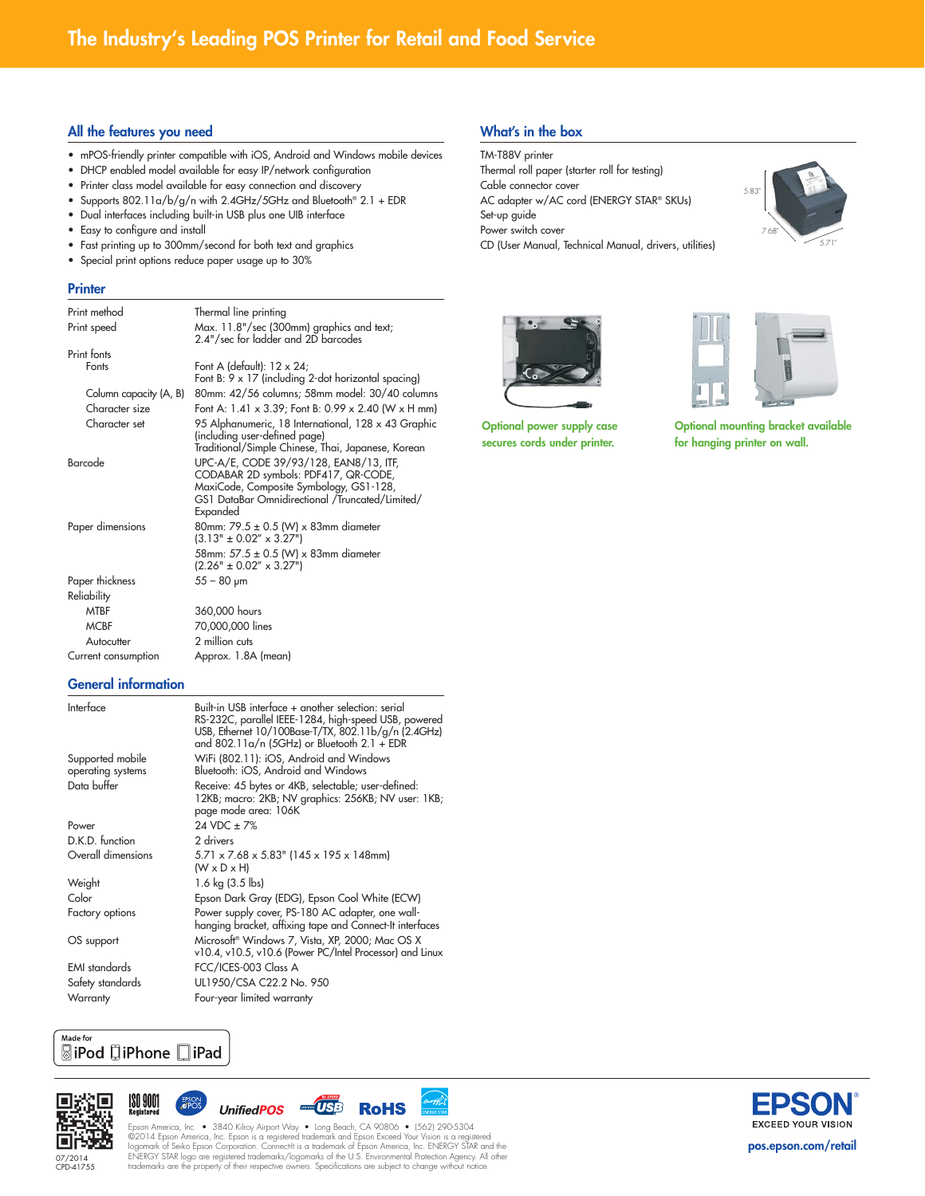# The Industry's Leading POS Printer for Retail and Food Service

## All the features you need

- mPOS-friendly printer compatible with iOS, Android and Windows mobile devices
- DHCP enabled model available for easy IP/network configuration
- Printer class model available for easy connection and discovery
- Supports 802.11a/b/g/n with 2.4GHz/5GHz and Bluetooth® 2.1 + EDR
- Dual interfaces including built-in USB plus one UIB interface
- Easy to configure and install
- Fast printing up to 300mm/second for both text and graphics
- Special print options reduce paper usage up to 30%

## Printer

| | |
|---|---|
| Print method | Thermal line printing |
| Print speed | Max. 11.8"/sec (300mm) graphics and text; 2.4"/sec for ladder and 2D barcodes |
| Print fonts | |
| Fonts | Font A (default): 12 x 24; Font B: 9 x 17 (including 2-dot horizontal spacing) |
| Column capacity (A, B) | 80mm: 42/56 columns; 58mm model: 30/40 columns |
| Character size | Font A: 1.41 x 3.39; Font B: 0.99 x 2.40 (W x H mm) |
| Character set | 95 Alphanumeric, 18 International, 128 x 43 Graphic (including user-defined page) Traditional/Simple Chinese, Thai, Japanese, Korean |
| Barcode | UPC-A/E, CODE 39/93/128, EAN8/13, ITF, CODABAR 2D symbols: PDF417, QR-CODE, MaxiCode, Composite Symbology, GS1-128, GS1 DataBar Omnidirectional /Truncated/Limited/ Expanded |
| Paper dimensions | 80mm: 79.5 ± 0.5 (W) x 83mm diameter (3.13" ± 0.02" x 3.27") 58mm: 57.5 ± 0.5 (W) x 83mm diameter (2.26" ± 0.02" x 3.27") |
| Paper thickness | 55 – 80 µm |
| Reliability | |
| MTBF | 360,000 hours |
| MCBF | 70,000,000 lines |
| Autocutter | 2 million cuts |
| Current consumption | Approx. 1.8A (mean) |

## General information

| | |
|---|---|
| Interface | Built-in USB interface + another selection: serial RS-232C, parallel IEEE-1284, high-speed USB, powered USB, Ethernet 10/100Base-T/TX, 802.11b/g/n (2.4GHz) and 802.11a/n (5GHz) or Bluetooth 2.1 + EDR |
| Supported mobile operating systems | WiFi (802.11): iOS, Android and Windows Bluetooth: iOS, Android and Windows |
| Data buffer | Receive: 45 bytes or 4KB, selectable; user-defined: 12KB; macro: 2KB; NV graphics: 256KB; NV user: 1KB; page mode area: 106K |
| Power | 24 VDC ± 7% |
| D.K.D. function | 2 drivers |
| Overall dimensions | 5.71 x 7.68 x 5.83" (145 x 195 x 148mm) (W x D x H) |
| Weight | 1.6 kg (3.5 lbs) |
| Color | Epson Dark Gray (EDG), Epson Cool White (ECW) |
| Factory options | Power supply cover, PS-180 AC adapter, one wall-hanging bracket, affixing tape and Connect-It interfaces |
| OS support | Microsoft® Windows 7, Vista, XP, 2000; Mac OS X v10.4, v10.5, v10.6 (Power PC/Intel Processor) and Linux |
| EMI standards | FCC/ICES-003 Class A |
| Safety standards | UL1950/CSA C22.2 No. 950 |
| Warranty | Four-year limited warranty |

## What's in the box

TM-T88V printer
Thermal roll paper (starter roll for testing)
Cable connector cover
AC adapter w/AC cord (ENERGY STAR® SKUs)
Set-up guide
Power switch cover
CD (User Manual, Technical Manual, drivers, utilities)

5.83"
7.68"
5.71"

Optional power supply case secures cords under printer.

Optional mounting bracket available for hanging printer on wall.

Made for iPod iPhone iPad

ISO 9001 Registered

UnifiedPOS

RoHS

Epson America, Inc. • 3840 Kilroy Airport Way • Long Beach, CA 90806 • (562) 290-5304
©2014 Epson America, Inc. Epson is a registered trademark and Epson Exceed Your Vision is a registered logomark of Seiko Epson Corporation. Connect-It is a trademark of Epson America, Inc. ENERGY STAR and the ENERGY STAR logo are registered trademarks/logomarks of the U.S. Environmental Protection Agency. All other trademarks are the property of their respective owners. Specifications are subject to change without notice.

07/2014
CPD-41755

EPSON
EXCEED YOUR VISION

pos.epson.com/retail